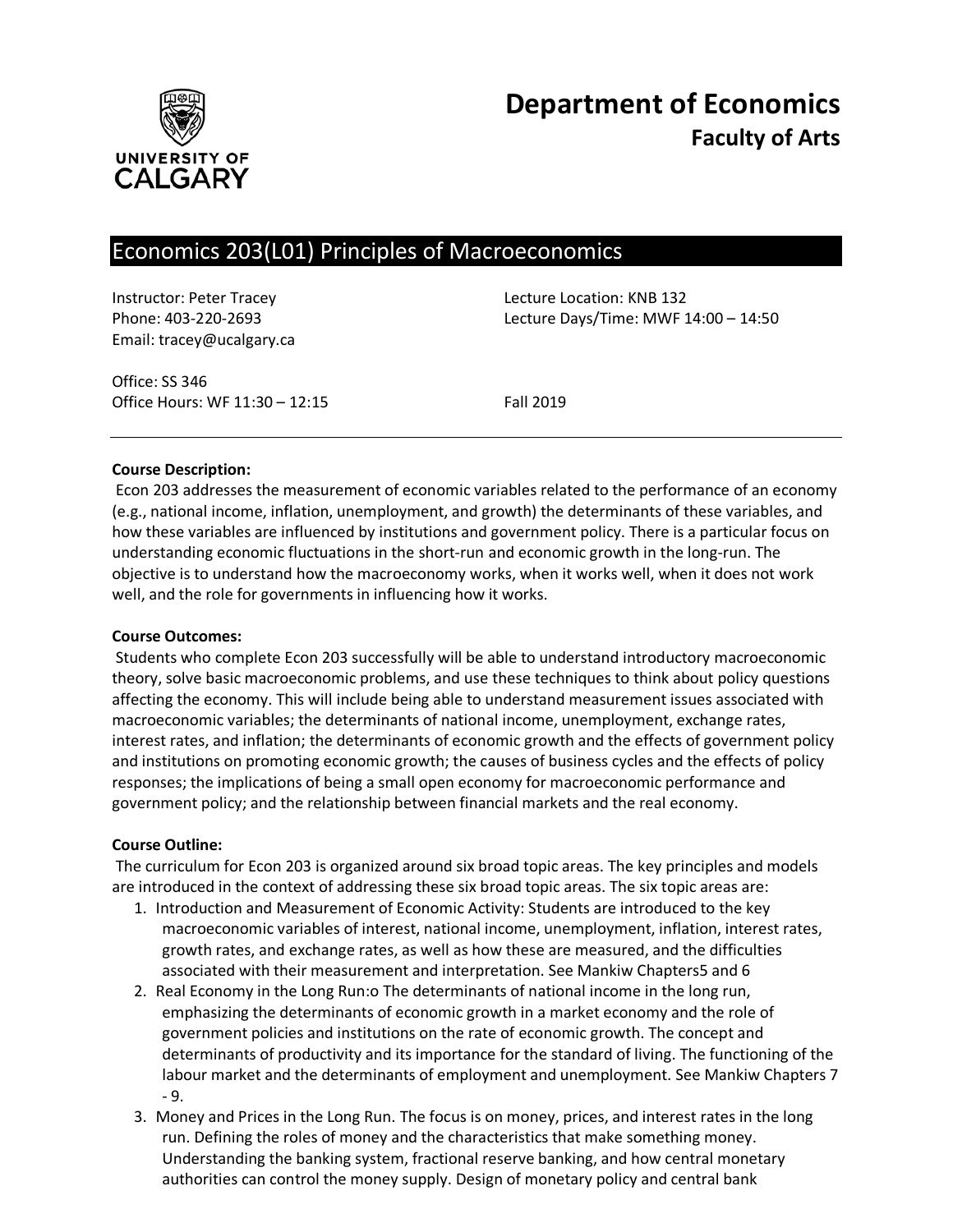# Department of Economics
## Faculty of Arts

## Economics 203(L01) Principles of Macroeconomics

Instructor: Peter Tracey
Phone: 403-220-2693
Email: tracey@ucalgary.ca

Lecture Location: KNB 132
Lecture Days/Time: MWF 14:00 – 14:50

Office: SS 346
Office Hours: WF 11:30 – 12:15

Fall 2019

---

**Course Description:**
Econ 203 addresses the measurement of economic variables related to the performance of an economy (e.g., national income, inflation, unemployment, and growth) the determinants of these variables, and how these variables are influenced by institutions and government policy. There is a particular focus on understanding economic fluctuations in the short-run and economic growth in the long-run. The objective is to understand how the macroeconomy works, when it works well, when it does not work well, and the role for governments in influencing how it works.

**Course Outcomes:**
Students who complete Econ 203 successfully will be able to understand introductory macroeconomic theory, solve basic macroeconomic problems, and use these techniques to think about policy questions affecting the economy. This will include being able to understand measurement issues associated with macroeconomic variables; the determinants of national income, unemployment, exchange rates, interest rates, and inflation; the determinants of economic growth and the effects of government policy and institutions on promoting economic growth; the causes of business cycles and the effects of policy responses; the implications of being a small open economy for macroeconomic performance and government policy; and the relationship between financial markets and the real economy.

**Course Outline:**
The curriculum for Econ 203 is organized around six broad topic areas. The key principles and models are introduced in the context of addressing these six broad topic areas. The six topic areas are:

1. Introduction and Measurement of Economic Activity: Students are introduced to the key macroeconomic variables of interest, national income, unemployment, inflation, interest rates, growth rates, and exchange rates, as well as how these are measured, and the difficulties associated with their measurement and interpretation. See Mankiw Chapters5 and 6
2. Real Economy in the Long Run:o The determinants of national income in the long run, emphasizing the determinants of economic growth in a market economy and the role of government policies and institutions on the rate of economic growth. The concept and determinants of productivity and its importance for the standard of living. The functioning of the labour market and the determinants of employment and unemployment. See Mankiw Chapters 7 - 9.
3. Money and Prices in the Long Run. The focus is on money, prices, and interest rates in the long run. Defining the roles of money and the characteristics that make something money. Understanding the banking system, fractional reserve banking, and how central monetary authorities can control the money supply. Design of monetary policy and central bank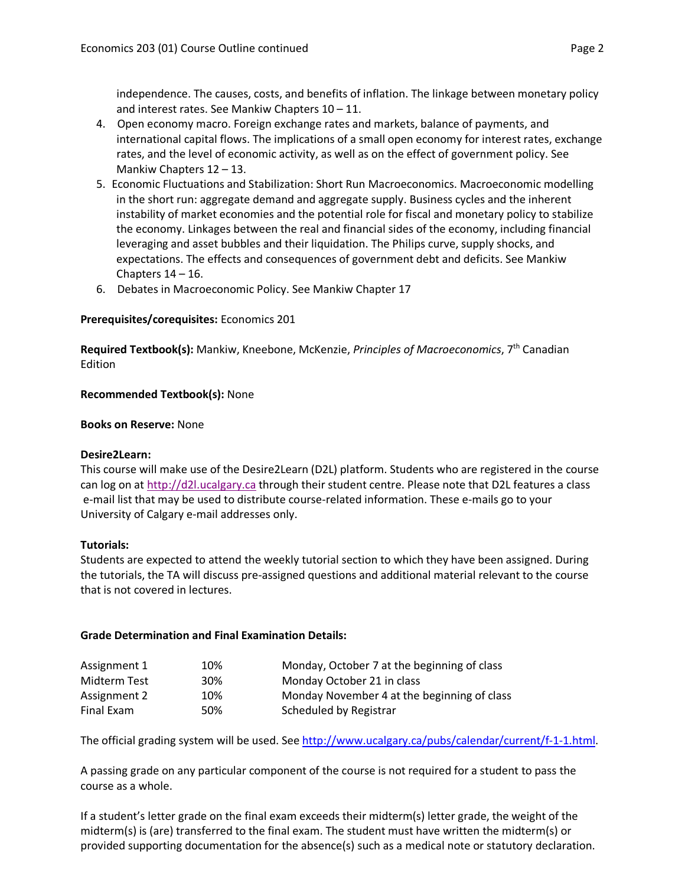independence. The causes, costs, and benefits of inflation. The linkage between monetary policy and interest rates. See Mankiw Chapters 10 – 11.

4. Open economy macro. Foreign exchange rates and markets, balance of payments, and international capital flows. The implications of a small open economy for interest rates, exchange rates, and the level of economic activity, as well as on the effect of government policy. See Mankiw Chapters 12 – 13.
5. Economic Fluctuations and Stabilization: Short Run Macroeconomics. Macroeconomic modelling in the short run: aggregate demand and aggregate supply. Business cycles and the inherent instability of market economies and the potential role for fiscal and monetary policy to stabilize the economy. Linkages between the real and financial sides of the economy, including financial leveraging and asset bubbles and their liquidation. The Philips curve, supply shocks, and expectations. The effects and consequences of government debt and deficits. See Mankiw Chapters 14 – 16.
6. Debates in Macroeconomic Policy. See Mankiw Chapter 17

**Prerequisites/corequisites:** Economics 201

**Required Textbook(s):** Mankiw, Kneebone, McKenzie, *Principles of Macroeconomics*, 7th Canadian Edition

**Recommended Textbook(s):** None

**Books on Reserve:** None

**Desire2Learn:**
This course will make use of the Desire2Learn (D2L) platform. Students who are registered in the course can log on at http://d2l.ucalgary.ca through their student centre. Please note that D2L features a class e-mail list that may be used to distribute course-related information. These e-mails go to your University of Calgary e-mail addresses only.

**Tutorials:**
Students are expected to attend the weekly tutorial section to which they have been assigned. During the tutorials, the TA will discuss pre-assigned questions and additional material relevant to the course that is not covered in lectures.

**Grade Determination and Final Examination Details:**

| | | |
|---|---|---|
| Assignment 1 | 10% | Monday, October 7 at the beginning of class |
| Midterm Test | 30% | Monday October 21 in class |
| Assignment 2 | 10% | Monday November 4 at the beginning of class |
| Final Exam | 50% | Scheduled by Registrar |

The official grading system will be used. See http://www.ucalgary.ca/pubs/calendar/current/f-1-1.html.

A passing grade on any particular component of the course is not required for a student to pass the course as a whole.

If a student's letter grade on the final exam exceeds their midterm(s) letter grade, the weight of the midterm(s) is (are) transferred to the final exam. The student must have written the midterm(s) or provided supporting documentation for the absence(s) such as a medical note or statutory declaration.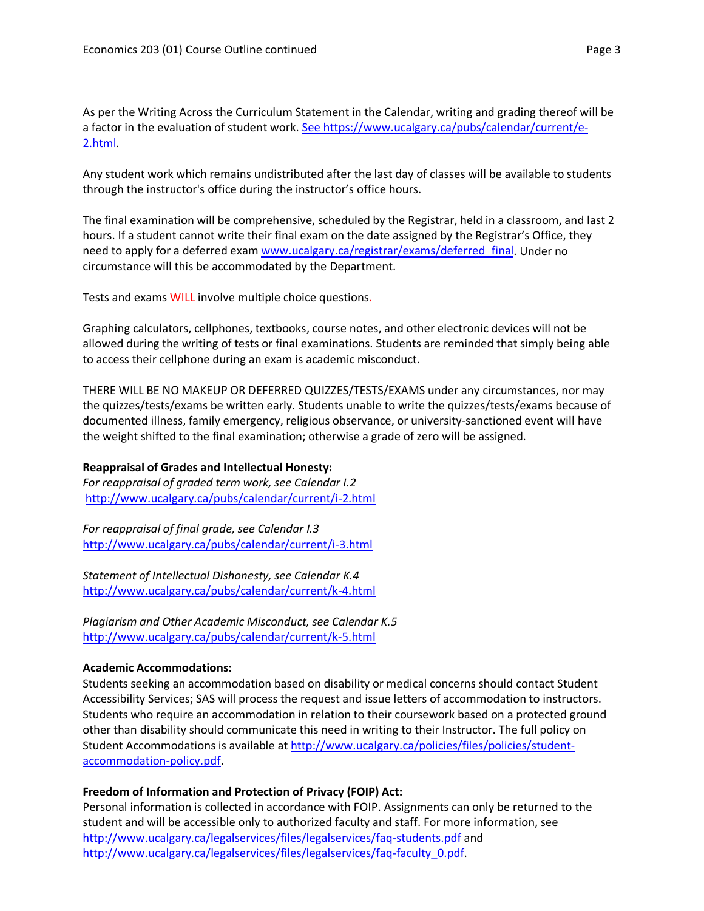As per the Writing Across the Curriculum Statement in the Calendar, writing and grading thereof will be a factor in the evaluation of student work. See https://www.ucalgary.ca/pubs/calendar/current/e-2.html.

Any student work which remains undistributed after the last day of classes will be available to students through the instructor's office during the instructor's office hours.

The final examination will be comprehensive, scheduled by the Registrar, held in a classroom, and last 2 hours. If a student cannot write their final exam on the date assigned by the Registrar's Office, they need to apply for a deferred exam www.ucalgary.ca/registrar/exams/deferred_final. Under no circumstance will this be accommodated by the Department.

Tests and exams WILL involve multiple choice questions.

Graphing calculators, cellphones, textbooks, course notes, and other electronic devices will not be allowed during the writing of tests or final examinations. Students are reminded that simply being able to access their cellphone during an exam is academic misconduct.

THERE WILL BE NO MAKEUP OR DEFERRED QUIZZES/TESTS/EXAMS under any circumstances, nor may the quizzes/tests/exams be written early. Students unable to write the quizzes/tests/exams because of documented illness, family emergency, religious observance, or university-sanctioned event will have the weight shifted to the final examination; otherwise a grade of zero will be assigned.

**Reappraisal of Grades and Intellectual Honesty:**

*For reappraisal of graded term work, see Calendar I.2*
http://www.ucalgary.ca/pubs/calendar/current/i-2.html

*For reappraisal of final grade, see Calendar I.3*
http://www.ucalgary.ca/pubs/calendar/current/i-3.html

*Statement of Intellectual Dishonesty, see Calendar K.4*
http://www.ucalgary.ca/pubs/calendar/current/k-4.html

*Plagiarism and Other Academic Misconduct, see Calendar K.5*
http://www.ucalgary.ca/pubs/calendar/current/k-5.html

**Academic Accommodations:**

Students seeking an accommodation based on disability or medical concerns should contact Student Accessibility Services; SAS will process the request and issue letters of accommodation to instructors. Students who require an accommodation in relation to their coursework based on a protected ground other than disability should communicate this need in writing to their Instructor. The full policy on Student Accommodations is available at http://www.ucalgary.ca/policies/files/policies/student-accommodation-policy.pdf.

**Freedom of Information and Protection of Privacy (FOIP) Act:**

Personal information is collected in accordance with FOIP. Assignments can only be returned to the student and will be accessible only to authorized faculty and staff. For more information, see http://www.ucalgary.ca/legalservices/files/legalservices/faq-students.pdf and http://www.ucalgary.ca/legalservices/files/legalservices/faq-faculty_0.pdf.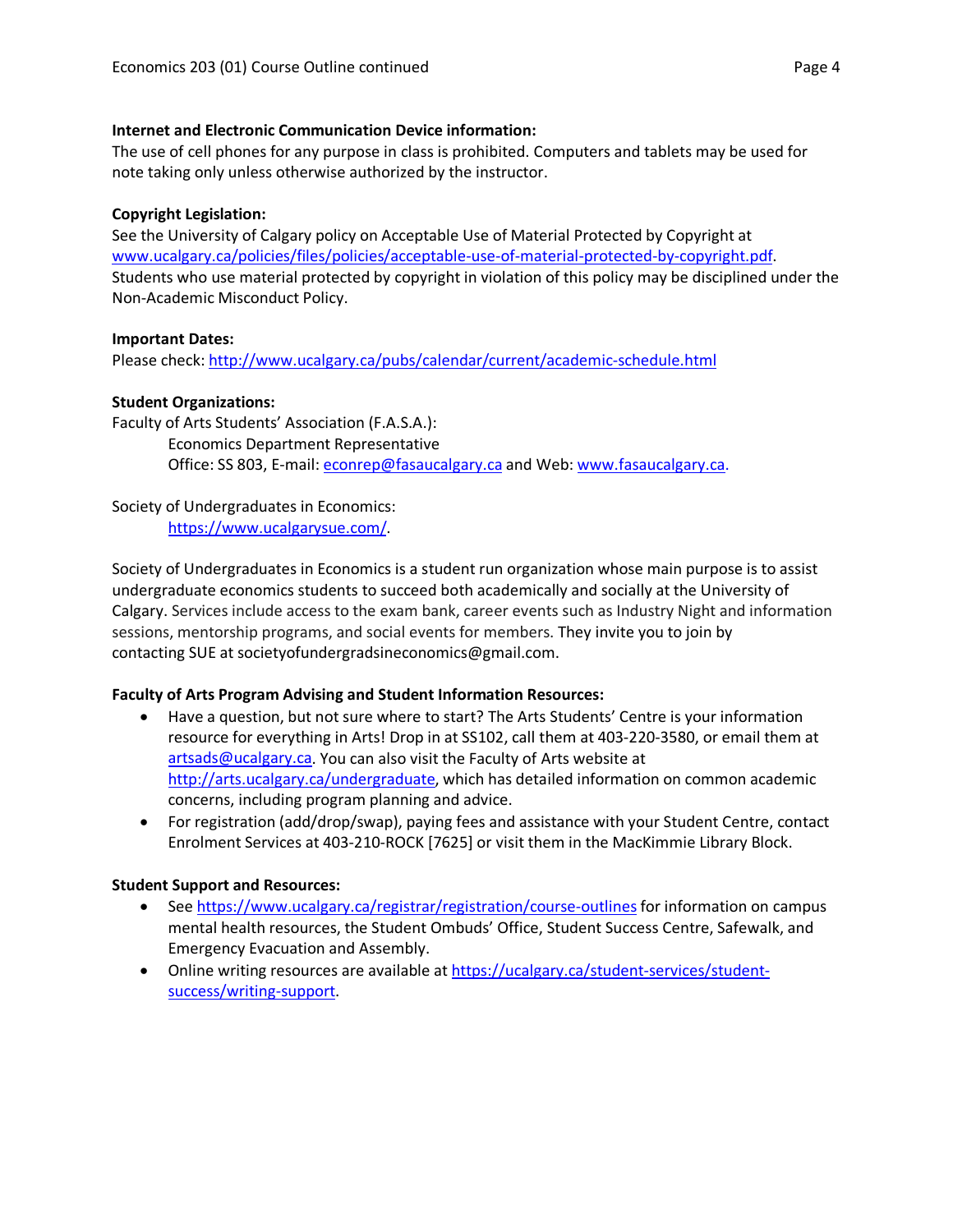**Internet and Electronic Communication Device information:**
The use of cell phones for any purpose in class is prohibited. Computers and tablets may be used for note taking only unless otherwise authorized by the instructor.

**Copyright Legislation:**
See the University of Calgary policy on Acceptable Use of Material Protected by Copyright at www.ucalgary.ca/policies/files/policies/acceptable-use-of-material-protected-by-copyright.pdf. Students who use material protected by copyright in violation of this policy may be disciplined under the Non-Academic Misconduct Policy.

**Important Dates:**
Please check: http://www.ucalgary.ca/pubs/calendar/current/academic-schedule.html

**Student Organizations:**
Faculty of Arts Students' Association (F.A.S.A.):

Economics Department Representative
Office: SS 803, E-mail: econrep@fasaucalgary.ca and Web: www.fasaucalgary.ca.

Society of Undergraduates in Economics:

https://www.ucalgarysue.com/.

Society of Undergraduates in Economics is a student run organization whose main purpose is to assist undergraduate economics students to succeed both academically and socially at the University of Calgary. Services include access to the exam bank, career events such as Industry Night and information sessions, mentorship programs, and social events for members. They invite you to join by contacting SUE at societyofundergradsineconomics@gmail.com.

**Faculty of Arts Program Advising and Student Information Resources:**

- Have a question, but not sure where to start? The Arts Students' Centre is your information resource for everything in Arts! Drop in at SS102, call them at 403-220-3580, or email them at artsads@ucalgary.ca. You can also visit the Faculty of Arts website at http://arts.ucalgary.ca/undergraduate, which has detailed information on common academic concerns, including program planning and advice.
- For registration (add/drop/swap), paying fees and assistance with your Student Centre, contact Enrolment Services at 403-210-ROCK [7625] or visit them in the MacKimmie Library Block.

**Student Support and Resources:**

- See https://www.ucalgary.ca/registrar/registration/course-outlines for information on campus mental health resources, the Student Ombuds' Office, Student Success Centre, Safewalk, and Emergency Evacuation and Assembly.
- Online writing resources are available at https://ucalgary.ca/student-services/student-success/writing-support.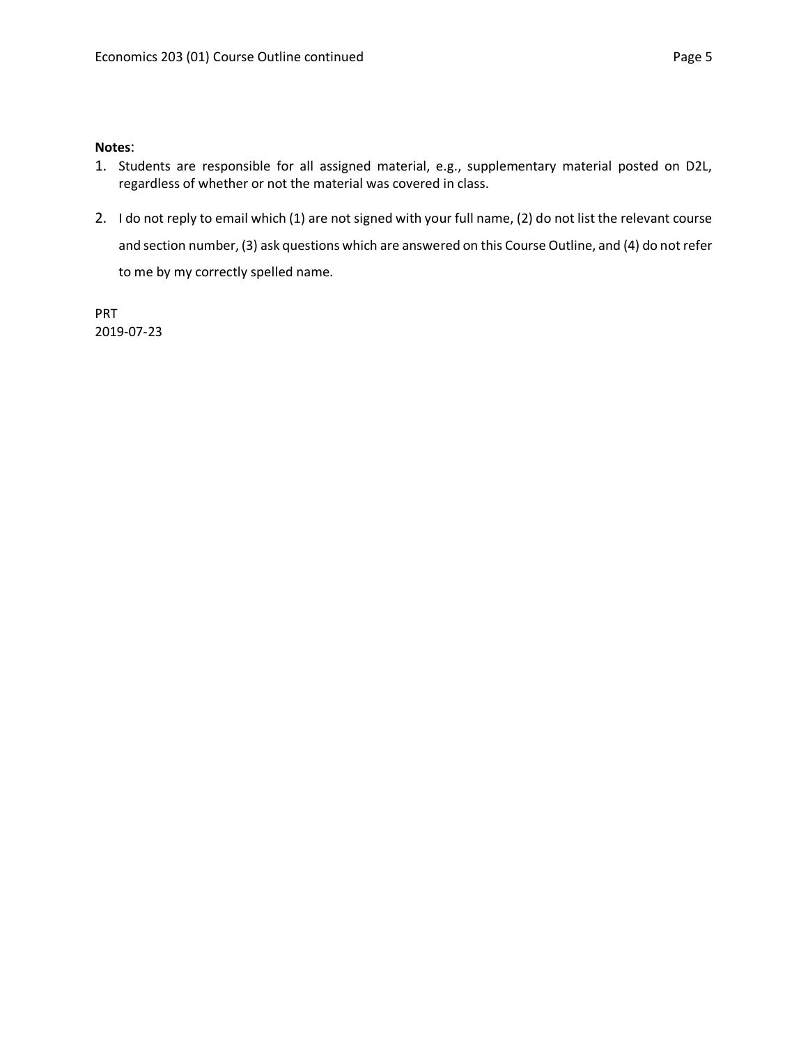**Notes**:

1. Students are responsible for all assigned material, e.g., supplementary material posted on D2L, regardless of whether or not the material was covered in class.
2. I do not reply to email which (1) are not signed with your full name, (2) do not list the relevant course and section number, (3) ask questions which are answered on this Course Outline, and (4) do not refer to me by my correctly spelled name.

PRT
2019-07-23